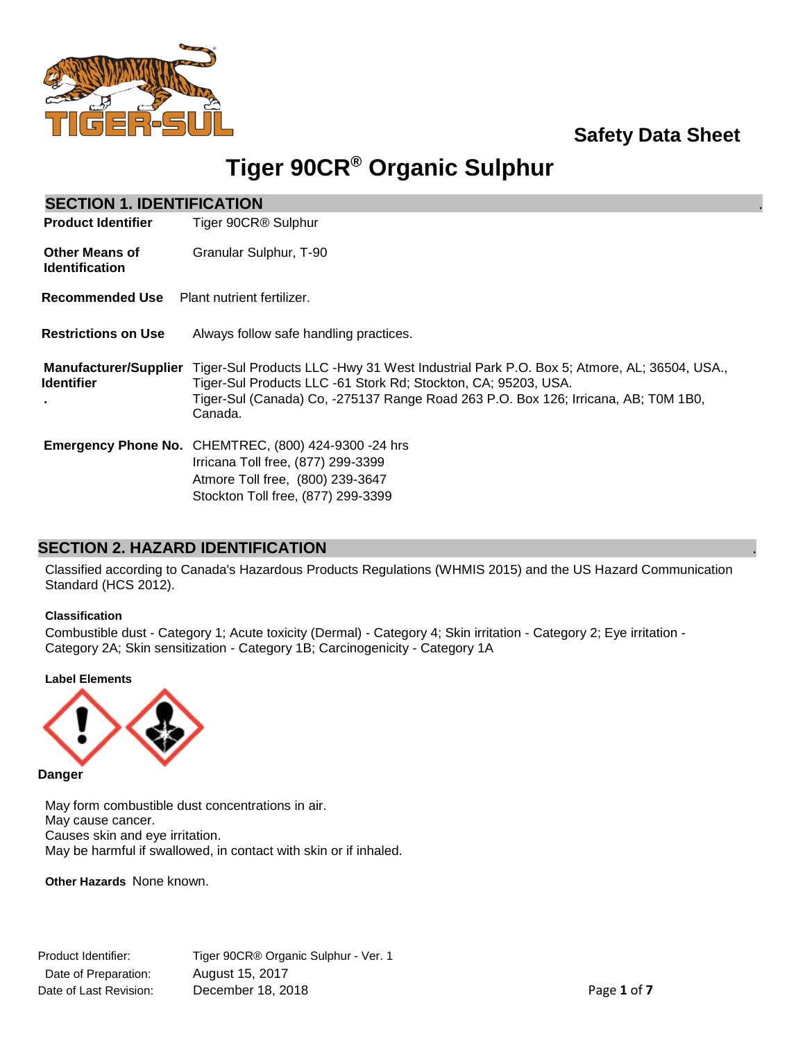Safety Data Sheet

# Tiger 90CR® Organic Sulphur

## SECTION 1. IDENTIFICATION

**Product Identifier** Tiger 90CR® Sulphur

**Other Means of Identification** Granular Sulphur, T-90

**Recommended Use** Plant nutrient fertilizer.

**Restrictions on Use** Always follow safe handling practices.

**Manufacturer/Supplier Identifier**
Tiger-Sul Products LLC -Hwy 31 West Industrial Park P.O. Box 5; Atmore, AL; 36504, USA.,
Tiger-Sul Products LLC -61 Stork Rd; Stockton, CA; 95203, USA.
Tiger-Sul (Canada) Co, -275137 Range Road 263 P.O. Box 126; Irricana, AB; T0M 1B0, Canada.

**Emergency Phone No.**
CHEMTREC, (800) 424-9300 -24 hrs
Irricana Toll free, (877) 299-3399
Atmore Toll free, (800) 239-3647
Stockton Toll free, (877) 299-3399

## SECTION 2. HAZARD IDENTIFICATION

Classified according to Canada's Hazardous Products Regulations (WHMIS 2015) and the US Hazard Communication Standard (HCS 2012).

**Classification**

Combustible dust - Category 1; Acute toxicity (Dermal) - Category 4; Skin irritation - Category 2; Eye irritation - Category 2A; Skin sensitization - Category 1B; Carcinogenicity - Category 1A

**Label Elements**

**Danger**

May form combustible dust concentrations in air.
May cause cancer.
Causes skin and eye irritation.
May be harmful if swallowed, in contact with skin or if inhaled.

**Other Hazards** None known.

Product Identifier: Tiger 90CR® Organic Sulphur - Ver. 1
Date of Preparation: August 15, 2017
Date of Last Revision: December 18, 2018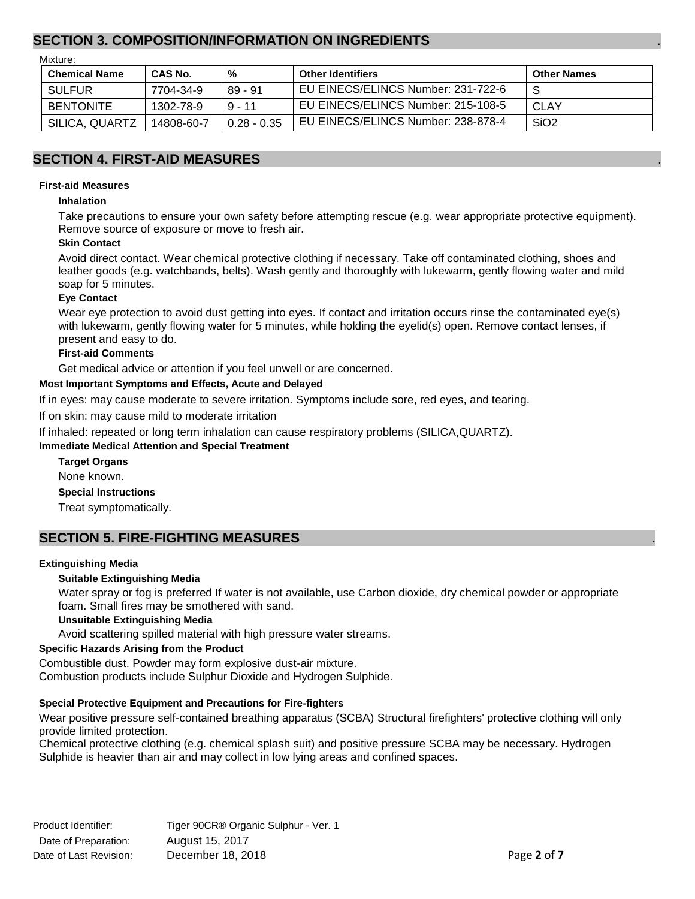## SECTION 3. COMPOSITION/INFORMATION ON INGREDIENTS

Mixture:

| Chemical Name | CAS No. | % | Other Identifiers | Other Names |
|---|---|---|---|---|
| SULFUR | 7704-34-9 | 89 - 91 | EU EINECS/ELINCS Number: 231-722-6 | S |
| BENTONITE | 1302-78-9 | 9 - 11 | EU EINECS/ELINCS Number: 215-108-5 | CLAY |
| SILICA, QUARTZ | 14808-60-7 | 0.28 - 0.35 | EU EINECS/ELINCS Number: 238-878-4 | $SiO_2$ |

## SECTION 4. FIRST-AID MEASURES

**First-aid Measures**

**Inhalation**

Take precautions to ensure your own safety before attempting rescue (e.g. wear appropriate protective equipment). Remove source of exposure or move to fresh air.

**Skin Contact**

Avoid direct contact. Wear chemical protective clothing if necessary. Take off contaminated clothing, shoes and leather goods (e.g. watchbands, belts). Wash gently and thoroughly with lukewarm, gently flowing water and mild soap for 5 minutes.

**Eye Contact**

Wear eye protection to avoid dust getting into eyes. If contact and irritation occurs rinse the contaminated eye(s) with lukewarm, gently flowing water for 5 minutes, while holding the eyelid(s) open. Remove contact lenses, if present and easy to do.

**First-aid Comments**

Get medical advice or attention if you feel unwell or are concerned.

**Most Important Symptoms and Effects, Acute and Delayed**

If in eyes: may cause moderate to severe irritation. Symptoms include sore, red eyes, and tearing.

If on skin: may cause mild to moderate irritation

If inhaled: repeated or long term inhalation can cause respiratory problems (SILICA,QUARTZ).

**Immediate Medical Attention and Special Treatment**

**Target Organs**

None known.

**Special Instructions**

Treat symptomatically.

## SECTION 5. FIRE-FIGHTING MEASURES

**Extinguishing Media**

**Suitable Extinguishing Media**

Water spray or fog is preferred If water is not available, use Carbon dioxide, dry chemical powder or appropriate foam. Small fires may be smothered with sand.

**Unsuitable Extinguishing Media**

Avoid scattering spilled material with high pressure water streams.

**Specific Hazards Arising from the Product**

Combustible dust. Powder may form explosive dust-air mixture.
Combustion products include Sulphur Dioxide and Hydrogen Sulphide.

**Special Protective Equipment and Precautions for Fire-fighters**

Wear positive pressure self-contained breathing apparatus (SCBA) Structural firefighters' protective clothing will only provide limited protection.
Chemical protective clothing (e.g. chemical splash suit) and positive pressure SCBA may be necessary. Hydrogen Sulphide is heavier than air and may collect in low lying areas and confined spaces.

Product Identifier: Tiger 90CR® Organic Sulphur - Ver. 1
Date of Preparation: August 15, 2017
Date of Last Revision: December 18, 2018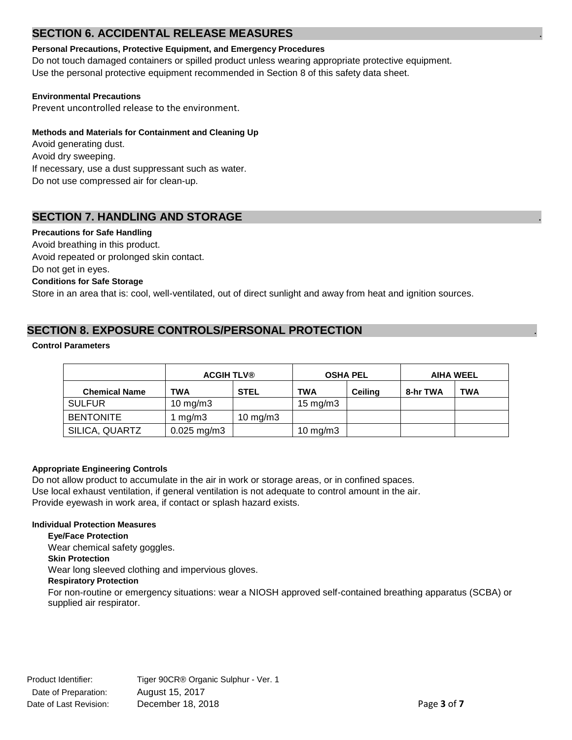## SECTION 6. ACCIDENTAL RELEASE MEASURES

**Personal Precautions, Protective Equipment, and Emergency Procedures**

Do not touch damaged containers or spilled product unless wearing appropriate protective equipment.
Use the personal protective equipment recommended in Section 8 of this safety data sheet.

**Environmental Precautions**

Prevent uncontrolled release to the environment.

**Methods and Materials for Containment and Cleaning Up**

Avoid generating dust.
Avoid dry sweeping.
If necessary, use a dust suppressant such as water.
Do not use compressed air for clean-up.

## SECTION 7. HANDLING AND STORAGE

**Precautions for Safe Handling**

Avoid breathing in this product.
Avoid repeated or prolonged skin contact.
Do not get in eyes.

**Conditions for Safe Storage**

Store in an area that is: cool, well-ventilated, out of direct sunlight and away from heat and ignition sources.

## SECTION 8. EXPOSURE CONTROLS/PERSONAL PROTECTION

**Control Parameters**

| | ACGIH TLV® | | OSHA PEL | | AIHA WEEL | |
|---|---|---|---|---|---|---|
| **Chemical Name** | **TWA** | **STEL** | **TWA** | **Ceiling** | **8-hr TWA** | **TWA** |
| SULFUR | 10 mg/m3 | | 15 mg/m3 | | | |
| BENTONITE | 1 mg/m3 | 10 mg/m3 | | | | |
| SILICA, QUARTZ | 0.025 mg/m3 | | 10 mg/m3 | | | |

**Appropriate Engineering Controls**

Do not allow product to accumulate in the air in work or storage areas, or in confined spaces.
Use local exhaust ventilation, if general ventilation is not adequate to control amount in the air.
Provide eyewash in work area, if contact or splash hazard exists.

**Individual Protection Measures**

**Eye/Face Protection**

Wear chemical safety goggles.

**Skin Protection**

Wear long sleeved clothing and impervious gloves.

**Respiratory Protection**

For non-routine or emergency situations: wear a NIOSH approved self-contained breathing apparatus (SCBA) or supplied air respirator.

Product Identifier: Tiger 90CR® Organic Sulphur - Ver. 1
Date of Preparation: August 15, 2017
Date of Last Revision: December 18, 2018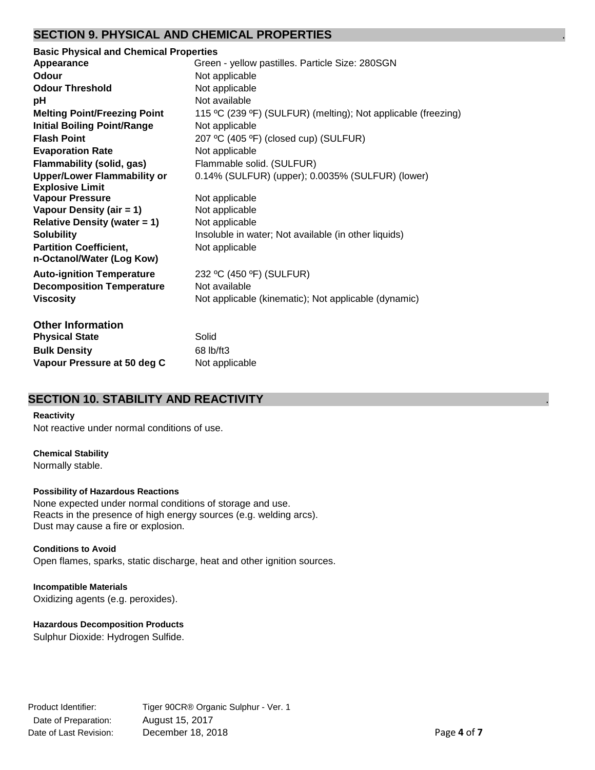## SECTION 9. PHYSICAL AND CHEMICAL PROPERTIES

### Basic Physical and Chemical Properties

| Property | Value |
|---|---|
| **Appearance** | Green - yellow pastilles. Particle Size: 280SGN |
| **Odour** | Not applicable |
| **Odour Threshold** | Not applicable |
| **pH** | Not available |
| **Melting Point/Freezing Point** | 115 ºC (239 ºF) (SULFUR) (melting); Not applicable (freezing) |
| **Initial Boiling Point/Range** | Not applicable |
| **Flash Point** | 207 ºC (405 ºF) (closed cup) (SULFUR) |
| **Evaporation Rate** | Not applicable |
| **Flammability (solid, gas)** | Flammable solid. (SULFUR) |
| **Upper/Lower Flammability or Explosive Limit** | 0.14% (SULFUR) (upper); 0.0035% (SULFUR) (lower) |
| **Vapour Pressure** | Not applicable |
| **Vapour Density (air = 1)** | Not applicable |
| **Relative Density (water = 1)** | Not applicable |
| **Solubility** | Insoluble in water; Not available (in other liquids) |
| **Partition Coefficient, n-Octanol/Water (Log Kow)** | Not applicable |
| **Auto-ignition Temperature** | 232 ºC (450 ºF) (SULFUR) |
| **Decomposition Temperature** | Not available |
| **Viscosity** | Not applicable (kinematic); Not applicable (dynamic) |

### Other Information

| Property | Value |
|---|---|
| **Physical State** | Solid |
| **Bulk Density** | 68 lb/ft3 |
| **Vapour Pressure at 50 deg C** | Not applicable |

## SECTION 10. STABILITY AND REACTIVITY

**Reactivity**

Not reactive under normal conditions of use.

**Chemical Stability**

Normally stable.

**Possibility of Hazardous Reactions**

None expected under normal conditions of storage and use.
Reacts in the presence of high energy sources (e.g. welding arcs).
Dust may cause a fire or explosion.

**Conditions to Avoid**

Open flames, sparks, static discharge, heat and other ignition sources.

**Incompatible Materials**

Oxidizing agents (e.g. peroxides).

**Hazardous Decomposition Products**

Sulphur Dioxide: Hydrogen Sulfide.

Product Identifier: Tiger 90CR® Organic Sulphur - Ver. 1
Date of Preparation: August 15, 2017
Date of Last Revision: December 18, 2018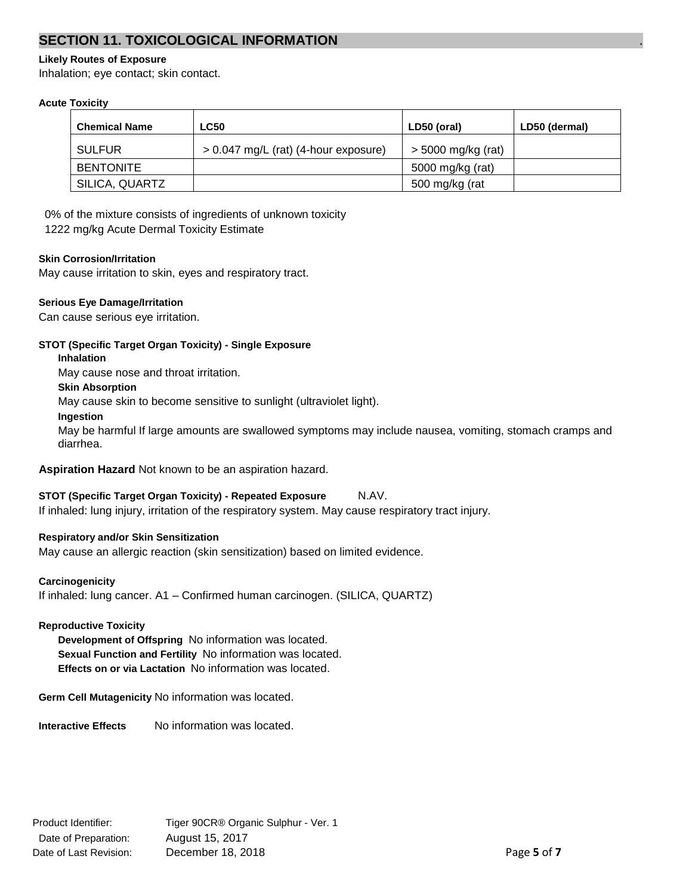## SECTION 11. TOXICOLOGICAL INFORMATION

**Likely Routes of Exposure**

Inhalation; eye contact; skin contact.

**Acute Toxicity**

| Chemical Name | LC50 | LD50 (oral) | LD50 (dermal) |
|---|---|---|---|
| SULFUR | > 0.047 mg/L (rat) (4-hour exposure) | > 5000 mg/kg (rat) | |
| BENTONITE | | 5000 mg/kg (rat) | |
| SILICA, QUARTZ | | 500 mg/kg (rat | |

0% of the mixture consists of ingredients of unknown toxicity

1222 mg/kg Acute Dermal Toxicity Estimate

**Skin Corrosion/Irritation**

May cause irritation to skin, eyes and respiratory tract.

**Serious Eye Damage/Irritation**

Can cause serious eye irritation.

**STOT (Specific Target Organ Toxicity) - Single Exposure**

**Inhalation**

May cause nose and throat irritation.

**Skin Absorption**

May cause skin to become sensitive to sunlight (ultraviolet light).

**Ingestion**

May be harmful If large amounts are swallowed symptoms may include nausea, vomiting, stomach cramps and diarrhea.

**Aspiration Hazard** Not known to be an aspiration hazard.

**STOT (Specific Target Organ Toxicity) - Repeated Exposure** N.AV.

If inhaled: lung injury, irritation of the respiratory system. May cause respiratory tract injury.

**Respiratory and/or Skin Sensitization**

May cause an allergic reaction (skin sensitization) based on limited evidence.

**Carcinogenicity**

If inhaled: lung cancer. A1 – Confirmed human carcinogen. (SILICA, QUARTZ)

**Reproductive Toxicity**

**Development of Offspring** No information was located.

**Sexual Function and Fertility** No information was located.

**Effects on or via Lactation** No information was located.

**Germ Cell Mutagenicity** No information was located.

**Interactive Effects** No information was located.

Product Identifier: Tiger 90CR® Organic Sulphur - Ver. 1

Date of Preparation: August 15, 2017

Date of Last Revision: December 18, 2018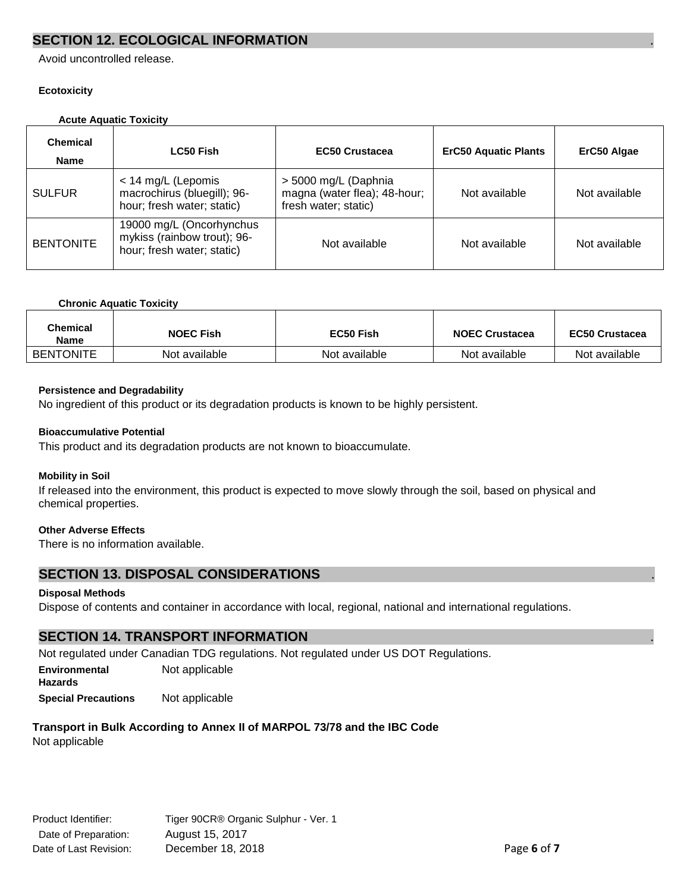## SECTION 12. ECOLOGICAL INFORMATION

Avoid uncontrolled release.

**Ecotoxicity**

**Acute Aquatic Toxicity**

| Chemical Name | LC50 Fish | EC50 Crustacea | ErC50 Aquatic Plants | ErC50 Algae |
|---|---|---|---|---|
| SULFUR | < 14 mg/L (Lepomis macrochirus (bluegill); 96-hour; fresh water; static) | > 5000 mg/L (Daphnia magna (water flea); 48-hour; fresh water; static) | Not available | Not available |
| BENTONITE | 19000 mg/L (Oncorhynchus mykiss (rainbow trout); 96-hour; fresh water; static) | Not available | Not available | Not available |

**Chronic Aquatic Toxicity**

| Chemical Name | NOEC Fish | EC50 Fish | NOEC Crustacea | EC50 Crustacea |
|---|---|---|---|---|
| BENTONITE | Not available | Not available | Not available | Not available |

**Persistence and Degradability**

No ingredient of this product or its degradation products is known to be highly persistent.

**Bioaccumulative Potential**

This product and its degradation products are not known to bioaccumulate.

**Mobility in Soil**

If released into the environment, this product is expected to move slowly through the soil, based on physical and chemical properties.

**Other Adverse Effects**

There is no information available.

## SECTION 13. DISPOSAL CONSIDERATIONS

**Disposal Methods**

Dispose of contents and container in accordance with local, regional, national and international regulations.

## SECTION 14. TRANSPORT INFORMATION

Not regulated under Canadian TDG regulations. Not regulated under US DOT Regulations.

**Environmental Hazards** Not applicable

**Special Precautions** Not applicable

**Transport in Bulk According to Annex II of MARPOL 73/78 and the IBC Code**

Not applicable

Product Identifier: Tiger 90CR® Organic Sulphur - Ver. 1
Date of Preparation: August 15, 2017
Date of Last Revision: December 18, 2018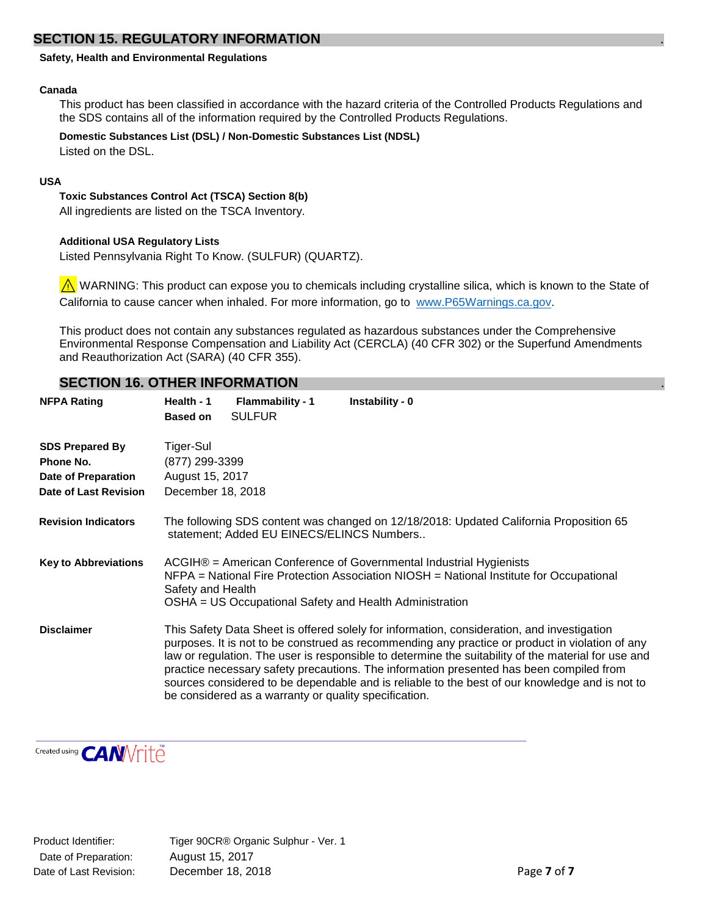## SECTION 15. REGULATORY INFORMATION

**Safety, Health and Environmental Regulations**

**Canada**

This product has been classified in accordance with the hazard criteria of the Controlled Products Regulations and the SDS contains all of the information required by the Controlled Products Regulations.

**Domestic Substances List (DSL) / Non-Domestic Substances List (NDSL)**

Listed on the DSL.

**USA**

**Toxic Substances Control Act (TSCA) Section 8(b)**

All ingredients are listed on the TSCA Inventory.

**Additional USA Regulatory Lists**

Listed Pennsylvania Right To Know. (SULFUR) (QUARTZ).

⚠ WARNING: This product can expose you to chemicals including crystalline silica, which is known to the State of California to cause cancer when inhaled. For more information, go to www.P65Warnings.ca.gov.

This product does not contain any substances regulated as hazardous substances under the Comprehensive Environmental Response Compensation and Liability Act (CERCLA) (40 CFR 302) or the Superfund Amendments and Reauthorization Act (SARA) (40 CFR 355).

## SECTION 16. OTHER INFORMATION

**NFPA Rating** — **Health - 1** **Flammability - 1** **Instability - 0**
**Based on** SULFUR

**SDS Prepared By** Tiger-Sul
**Phone No.** (877) 299-3399
**Date of Preparation** August 15, 2017
**Date of Last Revision** December 18, 2018

**Revision Indicators** The following SDS content was changed on 12/18/2018: Updated California Proposition 65 statement; Added EU EINECS/ELINCS Numbers..

**Key to Abbreviations**
ACGIH® = American Conference of Governmental Industrial Hygienists
NFPA = National Fire Protection Association NIOSH = National Institute for Occupational Safety and Health
OSHA = US Occupational Safety and Health Administration

**Disclaimer** This Safety Data Sheet is offered solely for information, consideration, and investigation purposes. It is not to be construed as recommending any practice or product in violation of any law or regulation. The user is responsible to determine the suitability of the material for use and practice necessary safety precautions. The information presented has been compiled from sources considered to be dependable and is reliable to the best of our knowledge and is not to be considered as a warranty or quality specification.

Created using CANWrite™